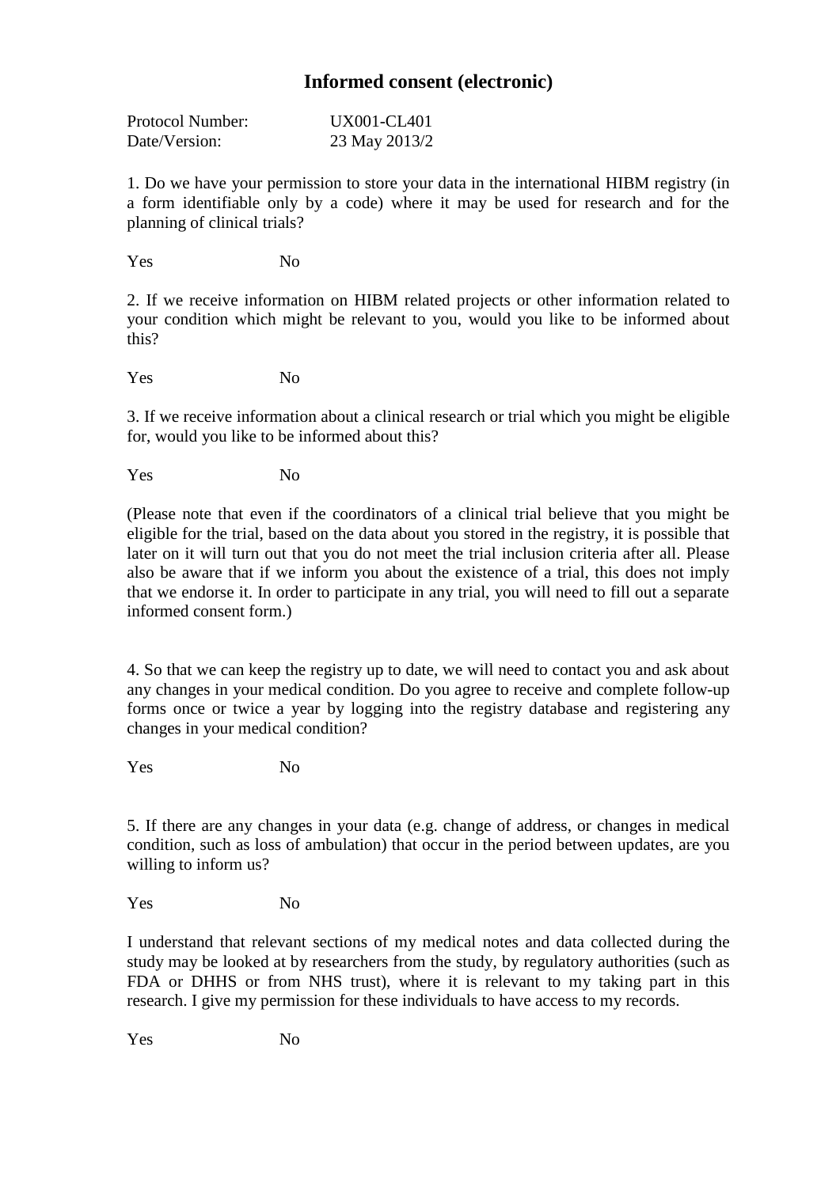# Informed consent (electronic)

| | |
|---|---|
| Protocol Number: | UX001-CL401 |
| Date/Version: | 23 May 2013/2 |

1. Do we have your permission to store your data in the international HIBM registry (in a form identifiable only by a code) where it may be used for research and for the planning of clinical trials?

Yes No

2. If we receive information on HIBM related projects or other information related to your condition which might be relevant to you, would you like to be informed about this?

Yes No

3. If we receive information about a clinical research or trial which you might be eligible for, would you like to be informed about this?

Yes No

(Please note that even if the coordinators of a clinical trial believe that you might be eligible for the trial, based on the data about you stored in the registry, it is possible that later on it will turn out that you do not meet the trial inclusion criteria after all. Please also be aware that if we inform you about the existence of a trial, this does not imply that we endorse it. In order to participate in any trial, you will need to fill out a separate informed consent form.)

4. So that we can keep the registry up to date, we will need to contact you and ask about any changes in your medical condition. Do you agree to receive and complete follow-up forms once or twice a year by logging into the registry database and registering any changes in your medical condition?

Yes No

5. If there are any changes in your data (e.g. change of address, or changes in medical condition, such as loss of ambulation) that occur in the period between updates, are you willing to inform us?

Yes No

I understand that relevant sections of my medical notes and data collected during the study may be looked at by researchers from the study, by regulatory authorities (such as FDA or DHHS or from NHS trust), where it is relevant to my taking part in this research. I give my permission for these individuals to have access to my records.

Yes No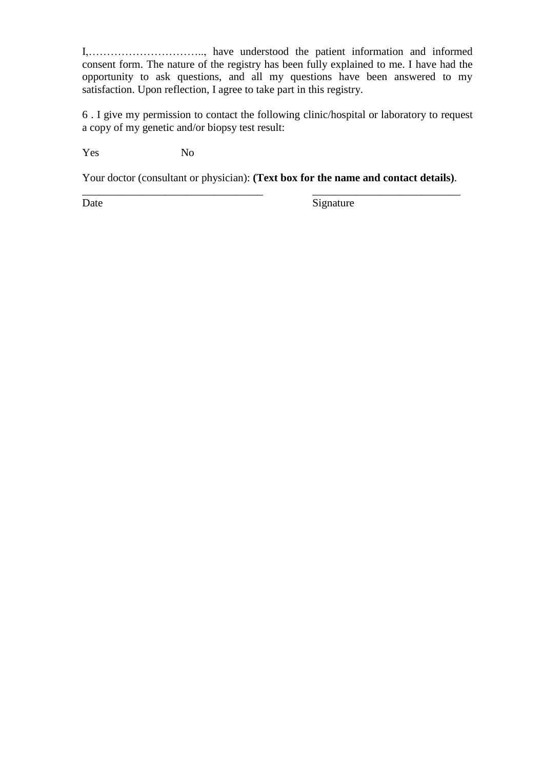I,………………………….., have understood the patient information and informed consent form. The nature of the registry has been fully explained to me. I have had the opportunity to ask questions, and all my questions have been answered to my satisfaction. Upon reflection, I agree to take part in this registry.

6 . I give my permission to contact the following clinic/hospital or laboratory to request a copy of my genetic and/or biopsy test result:

Yes No

Your doctor (consultant or physician): **(Text box for the name and contact details)**.

_________________________________ ___________________________

Date Signature